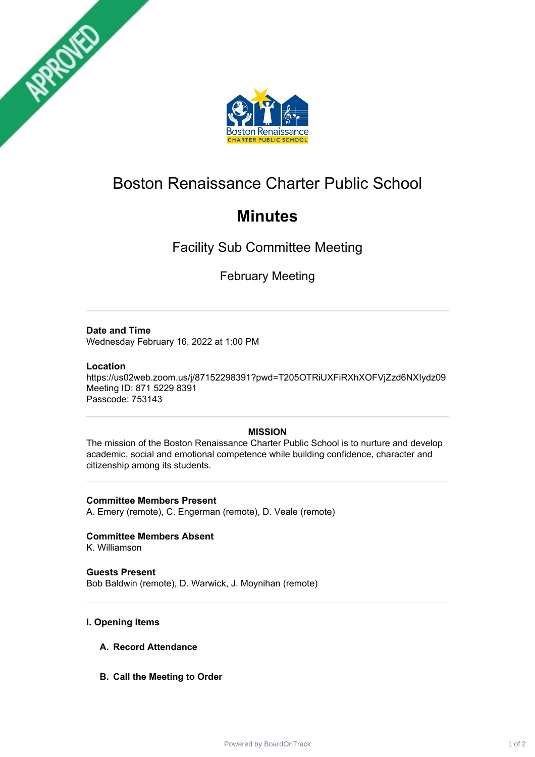# Boston Renaissance Charter Public School

## Minutes

### Facility Sub Committee Meeting

### February Meeting

---

**Date and Time**
Wednesday February 16, 2022 at 1:00 PM

**Location**
https://us02web.zoom.us/j/87152298391?pwd=T205OTRiUXFiRXhXOFVjZzd6NXIydz09
Meeting ID: 871 5229 8391
Passcode: 753143

---

**MISSION**

The mission of the Boston Renaissance Charter Public School is to nurture and develop academic, social and emotional competence while building confidence, character and citizenship among its students.

---

**Committee Members Present**
A. Emery (remote), C. Engerman (remote), D. Veale (remote)

**Committee Members Absent**
K. Williamson

**Guests Present**
Bob Baldwin (remote), D. Warwick, J. Moynihan (remote)

---

**I. Opening Items**

**A. Record Attendance**

**B. Call the Meeting to Order**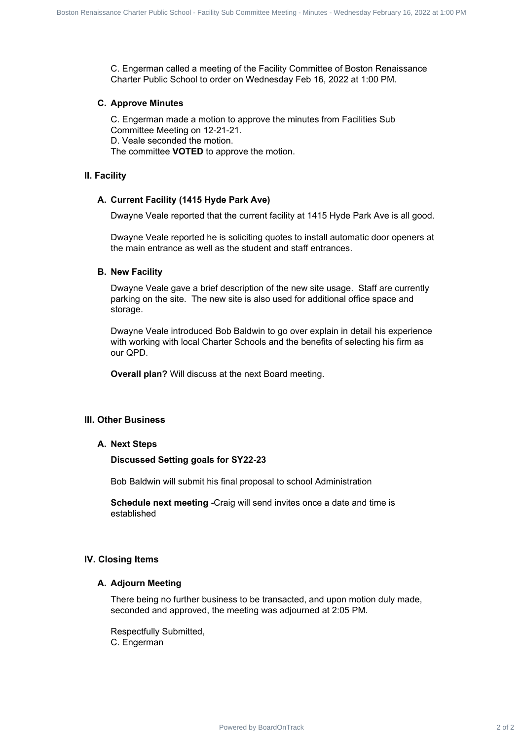C. Engerman called a meeting of the Facility Committee of Boston Renaissance Charter Public School to order on Wednesday Feb 16, 2022 at 1:00 PM.

### C. Approve Minutes

C. Engerman made a motion to approve the minutes from Facilities Sub Committee Meeting on 12-21-21.
D. Veale seconded the motion.
The committee **VOTED** to approve the motion.

## II. Facility

### A. Current Facility (1415 Hyde Park Ave)

Dwayne Veale reported that the current facility at 1415 Hyde Park Ave is all good.

Dwayne Veale reported he is soliciting quotes to install automatic door openers at the main entrance as well as the student and staff entrances.

### B. New Facility

Dwayne Veale gave a brief description of the new site usage. Staff are currently parking on the site. The new site is also used for additional office space and storage.

Dwayne Veale introduced Bob Baldwin to go over explain in detail his experience with working with local Charter Schools and the benefits of selecting his firm as our QPD.

**Overall plan?** Will discuss at the next Board meeting.

## III. Other Business

### A. Next Steps

**Discussed Setting goals for SY22-23**

Bob Baldwin will submit his final proposal to school Administration

**Schedule next meeting -**Craig will send invites once a date and time is established

## IV. Closing Items

### A. Adjourn Meeting

There being no further business to be transacted, and upon motion duly made, seconded and approved, the meeting was adjourned at 2:05 PM.

Respectfully Submitted,
C. Engerman